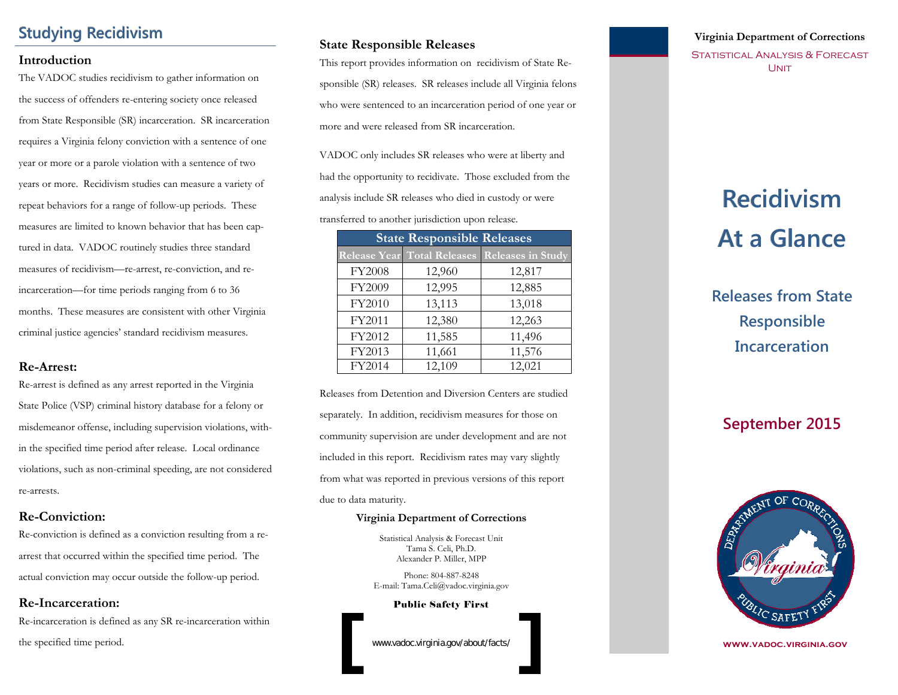## Studying Recidivism

### Introduction

The VADOC studies recidivism to gather information on the success of offenders re-entering society once released from State Responsible (SR) incarceration. SR incarceration requires a Virginia felony conviction with a sentence of one year or more or a parole violation with a sentence of two years or more. Recidivism studies can measure a variety of repeat behaviors for a range of follow-up periods. These measures are limited to known behavior that has been captured in data. VADOC routinely studies three standard measures of recidivism—re-arrest, re-conviction, and re-incarceration—for time periods ranging from 6 to 36 months. These measures are consistent with other Virginia criminal justice agencies' standard recidivism measures.

### Re-Arrest:

Re-arrest is defined as any arrest reported in the Virginia State Police (VSP) criminal history database for a felony or misdemeanor offense, including supervision violations, within the specified time period after release. Local ordinance violations, such as non-criminal speeding, are not considered re-arrests.

### Re-Conviction:

Re-conviction is defined as a conviction resulting from a re-arrest that occurred within the specified time period. The actual conviction may occur outside the follow-up period.

### Re-Incarceration:

Re-incarceration is defined as any SR re-incarceration within the specified time period.

### State Responsible Releases

This report provides information on recidivism of State Responsible (SR) releases. SR releases include all Virginia felons who were sentenced to an incarceration period of one year or more and were released from SR incarceration.

VADOC only includes SR releases who were at liberty and had the opportunity to recidivate. Those excluded from the analysis include SR releases who died in custody or were transferred to another jurisdiction upon release.

| State Responsible Releases | | |
|---|---|---|
| Release Year | Total Releases | Releases in Study |
| FY2008 | 12,960 | 12,817 |
| FY2009 | 12,995 | 12,885 |
| FY2010 | 13,113 | 13,018 |
| FY2011 | 12,380 | 12,263 |
| FY2012 | 11,585 | 11,496 |
| FY2013 | 11,661 | 11,576 |
| FY2014 | 12,109 | 12,021 |

Releases from Detention and Diversion Centers are studied separately. In addition, recidivism measures for those on community supervision are under development and are not included in this report. Recidivism rates may vary slightly from what was reported in previous versions of this report due to data maturity.

**Virginia Department of Corrections**

Statistical Analysis & Forecast Unit
Tama S. Celi, Ph.D.
Alexander P. Miller, MPP

Phone: 804-887-8248
E-mail: Tama.Celi@vadoc.virginia.gov

**Public Safety First**

[ www.vadoc.virginia.gov/about/facts/ ]

**Virginia Department of Corrections**

STATISTICAL ANALYSIS & FORECAST UNIT

# Recidivism At a Glance

## Releases from State Responsible Incarceration

## September 2015

DEPARTMENT OF CORRECTIONS — Virginia — PUBLIC SAFETY FIRST

WWW.VADOC.VIRGINIA.GOV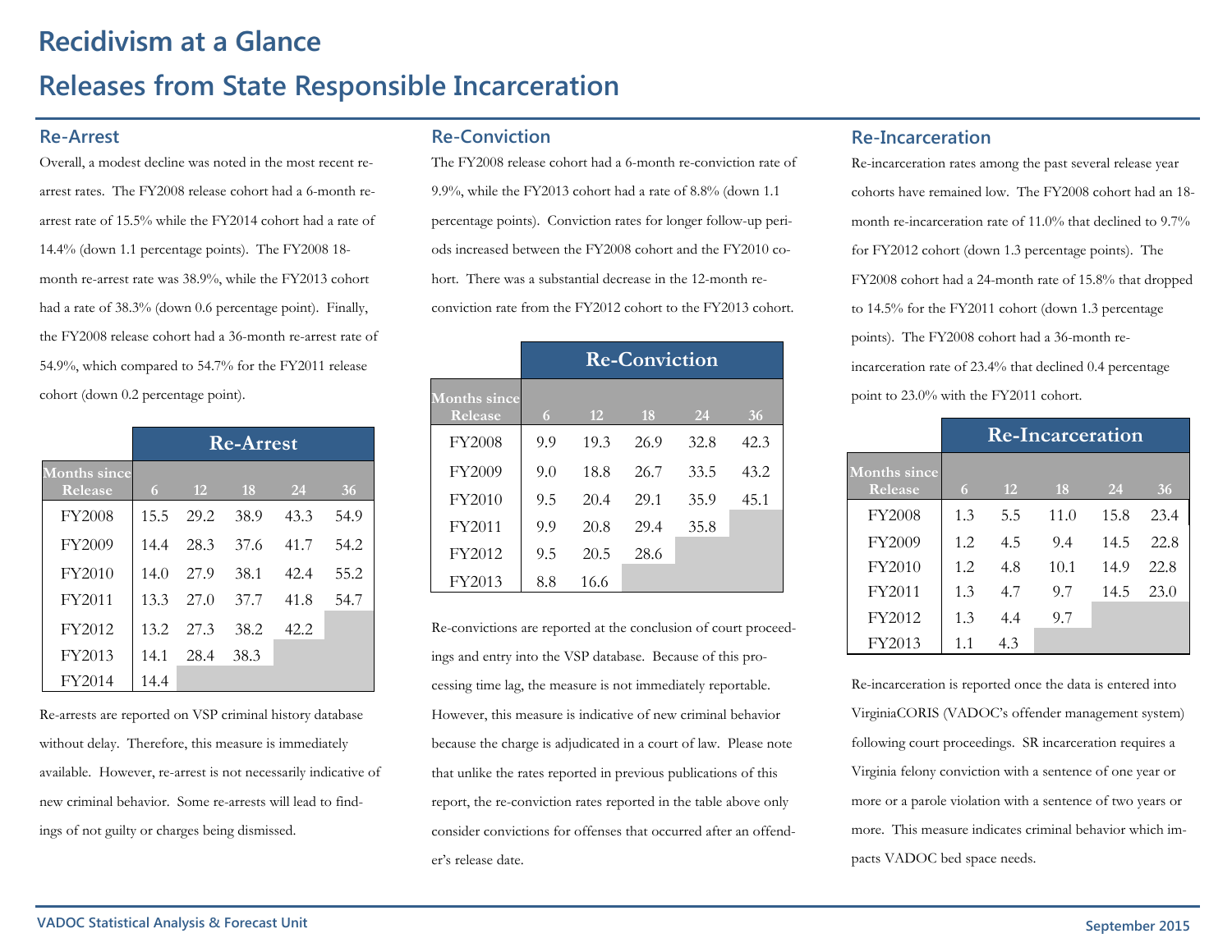# Recidivism at a Glance

# Releases from State Responsible Incarceration

## Re-Arrest

Overall, a modest decline was noted in the most recent re-arrest rates. The FY2008 release cohort had a 6-month re-arrest rate of 15.5% while the FY2014 cohort had a rate of 14.4% (down 1.1 percentage points). The FY2008 18-month re-arrest rate was 38.9%, while the FY2013 cohort had a rate of 38.3% (down 0.6 percentage point). Finally, the FY2008 release cohort had a 36-month re-arrest rate of 54.9%, which compared to 54.7% for the FY2011 release cohort (down 0.2 percentage point).

| | Re-Arrest | | | | |
|---|---|---|---|---|---|
| Months since Release | 6 | 12 | 18 | 24 | 36 |
| FY2008 | 15.5 | 29.2 | 38.9 | 43.3 | 54.9 |
| FY2009 | 14.4 | 28.3 | 37.6 | 41.7 | 54.2 |
| FY2010 | 14.0 | 27.9 | 38.1 | 42.4 | 55.2 |
| FY2011 | 13.3 | 27.0 | 37.7 | 41.8 | 54.7 |
| FY2012 | 13.2 | 27.3 | 38.2 | 42.2 | |
| FY2013 | 14.1 | 28.4 | 38.3 | | |
| FY2014 | 14.4 | | | | |

Re-arrests are reported on VSP criminal history database without delay. Therefore, this measure is immediately available. However, re-arrest is not necessarily indicative of new criminal behavior. Some re-arrests will lead to findings of not guilty or charges being dismissed.

## Re-Conviction

The FY2008 release cohort had a 6-month re-conviction rate of 9.9%, while the FY2013 cohort had a rate of 8.8% (down 1.1 percentage points). Conviction rates for longer follow-up periods increased between the FY2008 cohort and the FY2010 cohort. There was a substantial decrease in the 12-month re-conviction rate from the FY2012 cohort to the FY2013 cohort.

| | Re-Conviction | | | | |
|---|---|---|---|---|---|
| Months since Release | 6 | 12 | 18 | 24 | 36 |
| FY2008 | 9.9 | 19.3 | 26.9 | 32.8 | 42.3 |
| FY2009 | 9.0 | 18.8 | 26.7 | 33.5 | 43.2 |
| FY2010 | 9.5 | 20.4 | 29.1 | 35.9 | 45.1 |
| FY2011 | 9.9 | 20.8 | 29.4 | 35.8 | |
| FY2012 | 9.5 | 20.5 | 28.6 | | |
| FY2013 | 8.8 | 16.6 | | | |

Re-convictions are reported at the conclusion of court proceedings and entry into the VSP database. Because of this processing time lag, the measure is not immediately reportable. However, this measure is indicative of new criminal behavior because the charge is adjudicated in a court of law. Please note that unlike the rates reported in previous publications of this report, the re-conviction rates reported in the table above only consider convictions for offenses that occurred after an offender's release date.

## Re-Incarceration

Re-incarceration rates among the past several release year cohorts have remained low. The FY2008 cohort had an 18-month re-incarceration rate of 11.0% that declined to 9.7% for FY2012 cohort (down 1.3 percentage points). The FY2008 cohort had a 24-month rate of 15.8% that dropped to 14.5% for the FY2011 cohort (down 1.3 percentage points). The FY2008 cohort had a 36-month re-incarceration rate of 23.4% that declined 0.4 percentage point to 23.0% with the FY2011 cohort.

| | Re-Incarceration | | | | |
|---|---|---|---|---|---|
| Months since Release | 6 | 12 | 18 | 24 | 36 |
| FY2008 | 1.3 | 5.5 | 11.0 | 15.8 | 23.4 |
| FY2009 | 1.2 | 4.5 | 9.4 | 14.5 | 22.8 |
| FY2010 | 1.2 | 4.8 | 10.1 | 14.9 | 22.8 |
| FY2011 | 1.3 | 4.7 | 9.7 | 14.5 | 23.0 |
| FY2012 | 1.3 | 4.4 | 9.7 | | |
| FY2013 | 1.1 | 4.3 | | | |

Re-incarceration is reported once the data is entered into VirginiaCORIS (VADOC's offender management system) following court proceedings. SR incarceration requires a Virginia felony conviction with a sentence of one year or more or a parole violation with a sentence of two years or more. This measure indicates criminal behavior which impacts VADOC bed space needs.

VADOC Statistical Analysis & Forecast Unit

September 2015